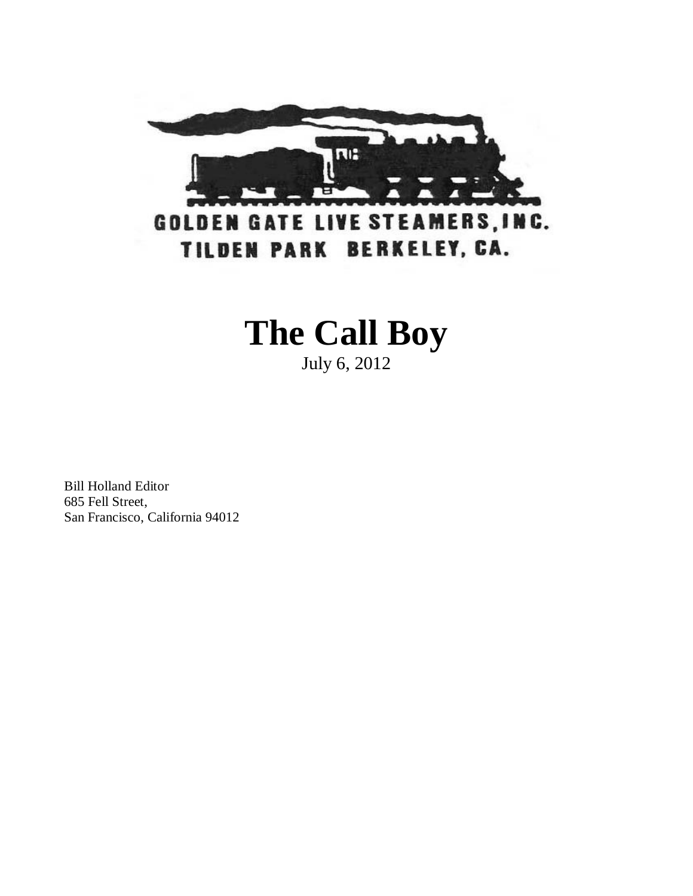GOLDEN GATE LIVE STEAMERS, INC.
TILDEN PARK BERKELEY, CA.

# The Call Boy

July 6, 2012

Bill Holland Editor
685 Fell Street,
San Francisco, California 94012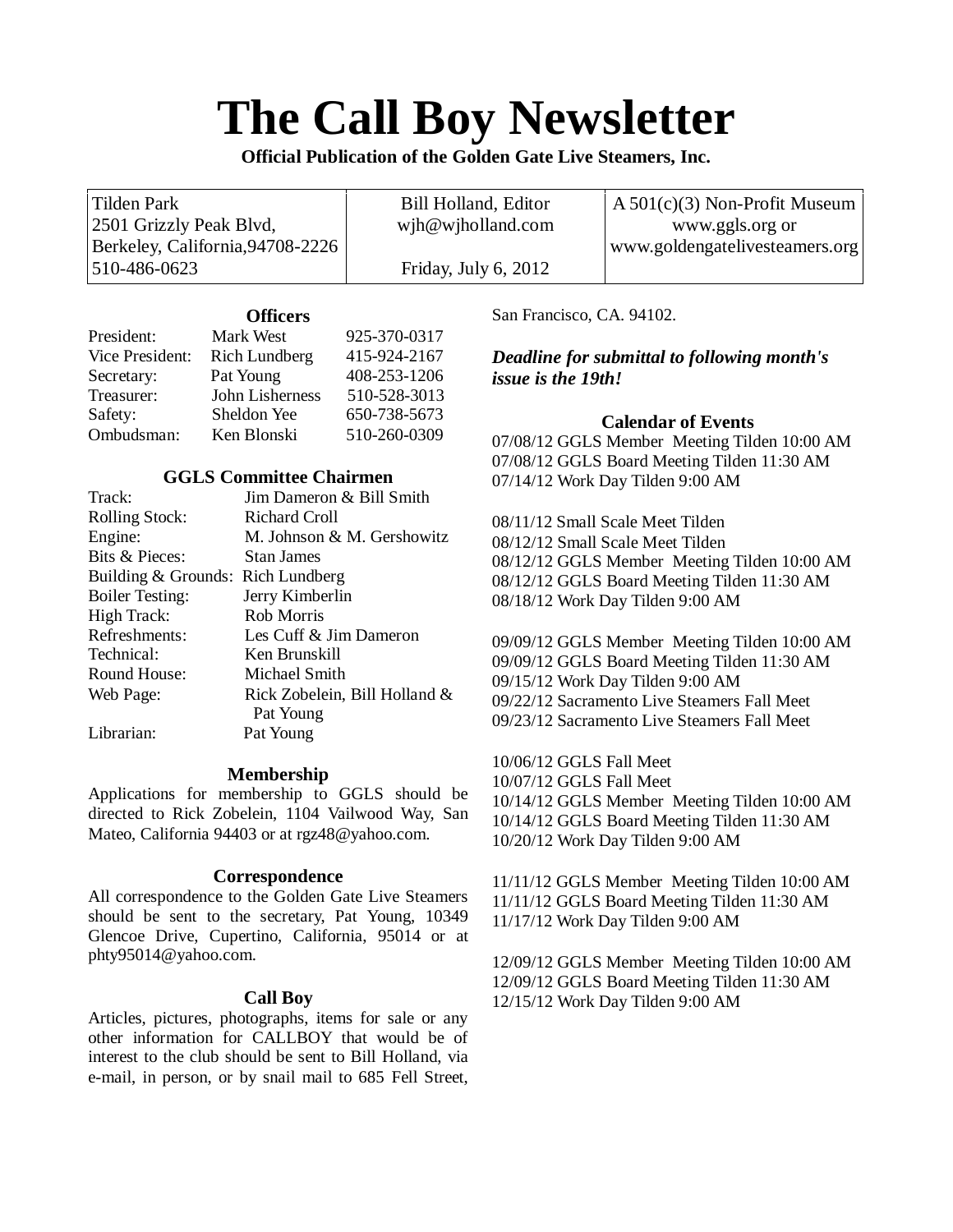# The Call Boy Newsletter

**Official Publication of the Golden Gate Live Steamers, Inc.**

| Tilden Park<br>2501 Grizzly Peak Blvd,<br>Berkeley, California,94708-2226<br>510-486-0623 | Bill Holland, Editor<br>wjh@wjholland.com<br><br>Friday, July 6, 2012 | A 501(c)(3) Non-Profit Museum<br>www.ggls.org or<br>www.goldengatelivesteamers.org |
|---|---|---|

### Officers

| | | |
|---|---|---|
| President: | Mark West | 925-370-0317 |
| Vice President: | Rich Lundberg | 415-924-2167 |
| Secretary: | Pat Young | 408-253-1206 |
| Treasurer: | John Lisherness | 510-528-3013 |
| Safety: | Sheldon Yee | 650-738-5673 |
| Ombudsman: | Ken Blonski | 510-260-0309 |

### GGLS Committee Chairmen

| | |
|---|---|
| Track: | Jim Dameron & Bill Smith |
| Rolling Stock: | Richard Croll |
| Engine: | M. Johnson & M. Gershowitz |
| Bits & Pieces: | Stan James |
| Building & Grounds: | Rich Lundberg |
| Boiler Testing: | Jerry Kimberlin |
| High Track: | Rob Morris |
| Refreshments: | Les Cuff & Jim Dameron |
| Technical: | Ken Brunskill |
| Round House: | Michael Smith |
| Web Page: | Rick Zobelein, Bill Holland & Pat Young |
| Librarian: | Pat Young |

### Membership

Applications for membership to GGLS should be directed to Rick Zobelein, 1104 Vailwood Way, San Mateo, California 94403 or at rgz48@yahoo.com.

### Correspondence

All correspondence to the Golden Gate Live Steamers should be sent to the secretary, Pat Young, 10349 Glencoe Drive, Cupertino, California, 95014 or at phty95014@yahoo.com.

### Call Boy

Articles, pictures, photographs, items for sale or any other information for CALLBOY that would be of interest to the club should be sent to Bill Holland, via e-mail, in person, or by snail mail to 685 Fell Street, San Francisco, CA. 94102.

***Deadline for submittal to following month's issue is the 19th!***

### Calendar of Events

07/08/12 GGLS Member Meeting Tilden 10:00 AM
07/08/12 GGLS Board Meeting Tilden 11:30 AM
07/14/12 Work Day Tilden 9:00 AM

08/11/12 Small Scale Meet Tilden
08/12/12 Small Scale Meet Tilden
08/12/12 GGLS Member Meeting Tilden 10:00 AM
08/12/12 GGLS Board Meeting Tilden 11:30 AM
08/18/12 Work Day Tilden 9:00 AM

09/09/12 GGLS Member Meeting Tilden 10:00 AM
09/09/12 GGLS Board Meeting Tilden 11:30 AM
09/15/12 Work Day Tilden 9:00 AM
09/22/12 Sacramento Live Steamers Fall Meet
09/23/12 Sacramento Live Steamers Fall Meet

10/06/12 GGLS Fall Meet
10/07/12 GGLS Fall Meet
10/14/12 GGLS Member Meeting Tilden 10:00 AM
10/14/12 GGLS Board Meeting Tilden 11:30 AM
10/20/12 Work Day Tilden 9:00 AM

11/11/12 GGLS Member Meeting Tilden 10:00 AM
11/11/12 GGLS Board Meeting Tilden 11:30 AM
11/17/12 Work Day Tilden 9:00 AM

12/09/12 GGLS Member Meeting Tilden 10:00 AM
12/09/12 GGLS Board Meeting Tilden 11:30 AM
12/15/12 Work Day Tilden 9:00 AM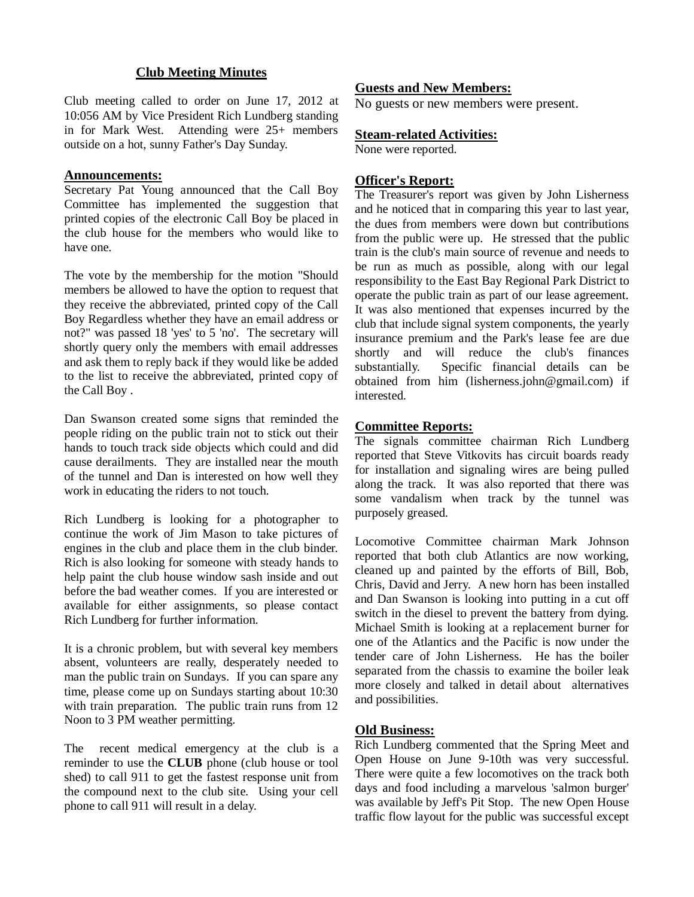## Club Meeting Minutes

Club meeting called to order on June 17, 2012 at 10:056 AM by Vice President Rich Lundberg standing in for Mark West. Attending were 25+ members outside on a hot, sunny Father's Day Sunday.

### Announcements:

Secretary Pat Young announced that the Call Boy Committee has implemented the suggestion that printed copies of the electronic Call Boy be placed in the club house for the members who would like to have one.

The vote by the membership for the motion "Should members be allowed to have the option to request that they receive the abbreviated, printed copy of the Call Boy Regardless whether they have an email address or not?" was passed 18 'yes' to 5 'no'. The secretary will shortly query only the members with email addresses and ask them to reply back if they would like be added to the list to receive the abbreviated, printed copy of the Call Boy .

Dan Swanson created some signs that reminded the people riding on the public train not to stick out their hands to touch track side objects which could and did cause derailments. They are installed near the mouth of the tunnel and Dan is interested on how well they work in educating the riders to not touch.

Rich Lundberg is looking for a photographer to continue the work of Jim Mason to take pictures of engines in the club and place them in the club binder. Rich is also looking for someone with steady hands to help paint the club house window sash inside and out before the bad weather comes. If you are interested or available for either assignments, so please contact Rich Lundberg for further information.

It is a chronic problem, but with several key members absent, volunteers are really, desperately needed to man the public train on Sundays. If you can spare any time, please come up on Sundays starting about 10:30 with train preparation. The public train runs from 12 Noon to 3 PM weather permitting.

The recent medical emergency at the club is a reminder to use the **CLUB** phone (club house or tool shed) to call 911 to get the fastest response unit from the compound next to the club site. Using your cell phone to call 911 will result in a delay.

### Guests and New Members:

No guests or new members were present.

### Steam-related Activities:

None were reported.

### Officer's Report:

The Treasurer's report was given by John Lisherness and he noticed that in comparing this year to last year, the dues from members were down but contributions from the public were up. He stressed that the public train is the club's main source of revenue and needs to be run as much as possible, along with our legal responsibility to the East Bay Regional Park District to operate the public train as part of our lease agreement. It was also mentioned that expenses incurred by the club that include signal system components, the yearly insurance premium and the Park's lease fee are due shortly and will reduce the club's finances substantially. Specific financial details can be obtained from him (lisherness.john@gmail.com) if interested.

### Committee Reports:

The signals committee chairman Rich Lundberg reported that Steve Vitkovits has circuit boards ready for installation and signaling wires are being pulled along the track. It was also reported that there was some vandalism when track by the tunnel was purposely greased.

Locomotive Committee chairman Mark Johnson reported that both club Atlantics are now working, cleaned up and painted by the efforts of Bill, Bob, Chris, David and Jerry. A new horn has been installed and Dan Swanson is looking into putting in a cut off switch in the diesel to prevent the battery from dying. Michael Smith is looking at a replacement burner for one of the Atlantics and the Pacific is now under the tender care of John Lisherness. He has the boiler separated from the chassis to examine the boiler leak more closely and talked in detail about alternatives and possibilities.

### Old Business:

Rich Lundberg commented that the Spring Meet and Open House on June 9-10th was very successful. There were quite a few locomotives on the track both days and food including a marvelous 'salmon burger' was available by Jeff's Pit Stop. The new Open House traffic flow layout for the public was successful except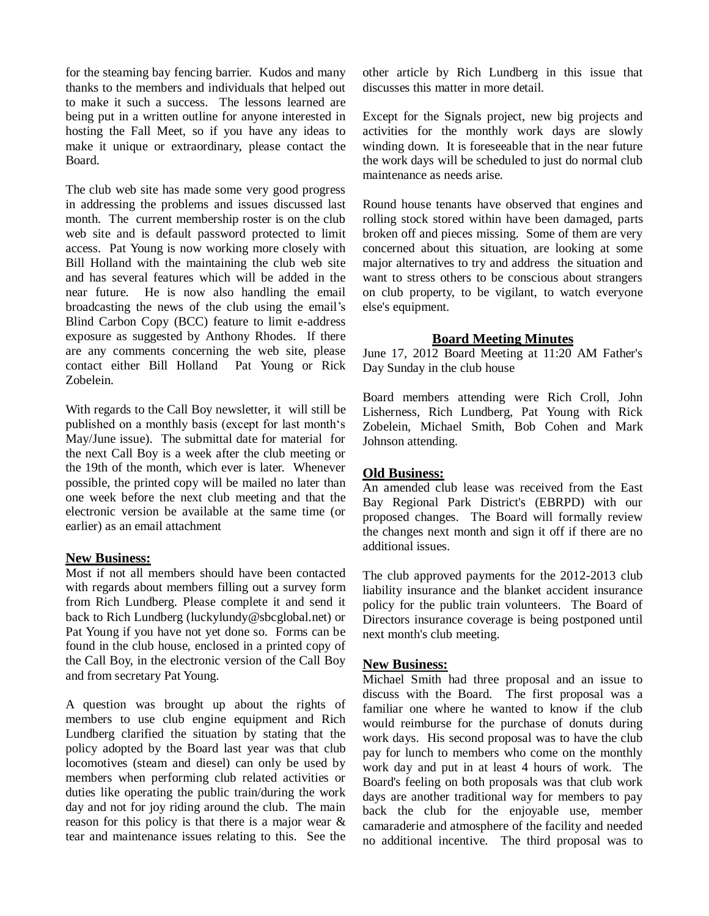for the steaming bay fencing barrier. Kudos and many thanks to the members and individuals that helped out to make it such a success. The lessons learned are being put in a written outline for anyone interested in hosting the Fall Meet, so if you have any ideas to make it unique or extraordinary, please contact the Board.

The club web site has made some very good progress in addressing the problems and issues discussed last month. The current membership roster is on the club web site and is default password protected to limit access. Pat Young is now working more closely with Bill Holland with the maintaining the club web site and has several features which will be added in the near future. He is now also handling the email broadcasting the news of the club using the email's Blind Carbon Copy (BCC) feature to limit e-address exposure as suggested by Anthony Rhodes. If there are any comments concerning the web site, please contact either Bill Holland Pat Young or Rick Zobelein.

With regards to the Call Boy newsletter, it will still be published on a monthly basis (except for last month's May/June issue). The submittal date for material for the next Call Boy is a week after the club meeting or the 19th of the month, which ever is later. Whenever possible, the printed copy will be mailed no later than one week before the next club meeting and that the electronic version be available at the same time (or earlier) as an email attachment

**New Business:**

Most if not all members should have been contacted with regards about members filling out a survey form from Rich Lundberg. Please complete it and send it back to Rich Lundberg (luckylundy@sbcglobal.net) or Pat Young if you have not yet done so. Forms can be found in the club house, enclosed in a printed copy of the Call Boy, in the electronic version of the Call Boy and from secretary Pat Young.

A question was brought up about the rights of members to use club engine equipment and Rich Lundberg clarified the situation by stating that the policy adopted by the Board last year was that club locomotives (steam and diesel) can only be used by members when performing club related activities or duties like operating the public train/during the work day and not for joy riding around the club. The main reason for this policy is that there is a major wear & tear and maintenance issues relating to this. See the other article by Rich Lundberg in this issue that discusses this matter in more detail.

Except for the Signals project, new big projects and activities for the monthly work days are slowly winding down. It is foreseeable that in the near future the work days will be scheduled to just do normal club maintenance as needs arise.

Round house tenants have observed that engines and rolling stock stored within have been damaged, parts broken off and pieces missing. Some of them are very concerned about this situation, are looking at some major alternatives to try and address the situation and want to stress others to be conscious about strangers on club property, to be vigilant, to watch everyone else's equipment.

## Board Meeting Minutes

June 17, 2012 Board Meeting at 11:20 AM Father's Day Sunday in the club house

Board members attending were Rich Croll, John Lisherness, Rich Lundberg, Pat Young with Rick Zobelein, Michael Smith, Bob Cohen and Mark Johnson attending.

**Old Business:**

An amended club lease was received from the East Bay Regional Park District's (EBRPD) with our proposed changes. The Board will formally review the changes next month and sign it off if there are no additional issues.

The club approved payments for the 2012-2013 club liability insurance and the blanket accident insurance policy for the public train volunteers. The Board of Directors insurance coverage is being postponed until next month's club meeting.

**New Business:**

Michael Smith had three proposal and an issue to discuss with the Board. The first proposal was a familiar one where he wanted to know if the club would reimburse for the purchase of donuts during work days. His second proposal was to have the club pay for lunch to members who come on the monthly work day and put in at least 4 hours of work. The Board's feeling on both proposals was that club work days are another traditional way for members to pay back the club for the enjoyable use, member camaraderie and atmosphere of the facility and needed no additional incentive. The third proposal was to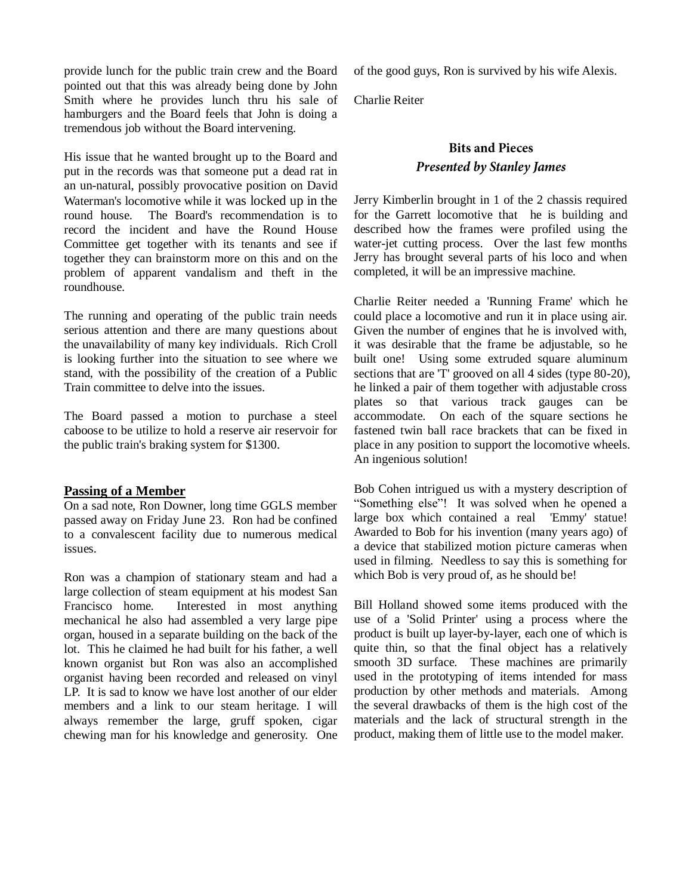provide lunch for the public train crew and the Board pointed out that this was already being done by John Smith where he provides lunch thru his sale of hamburgers and the Board feels that John is doing a tremendous job without the Board intervening.

His issue that he wanted brought up to the Board and put in the records was that someone put a dead rat in an un-natural, possibly provocative position on David Waterman's locomotive while it was locked up in the round house. The Board's recommendation is to record the incident and have the Round House Committee get together with its tenants and see if together they can brainstorm more on this and on the problem of apparent vandalism and theft in the roundhouse.

The running and operating of the public train needs serious attention and there are many questions about the unavailability of many key individuals. Rich Croll is looking further into the situation to see where we stand, with the possibility of the creation of a Public Train committee to delve into the issues.

The Board passed a motion to purchase a steel caboose to be utilize to hold a reserve air reservoir for the public train's braking system for $1300.

## Passing of a Member

On a sad note, Ron Downer, long time GGLS member passed away on Friday June 23. Ron had be confined to a convalescent facility due to numerous medical issues.

Ron was a champion of stationary steam and had a large collection of steam equipment at his modest San Francisco home. Interested in most anything mechanical he also had assembled a very large pipe organ, housed in a separate building on the back of the lot. This he claimed he had built for his father, a well known organist but Ron was also an accomplished organist having been recorded and released on vinyl LP. It is sad to know we have lost another of our elder members and a link to our steam heritage. I will always remember the large, gruff spoken, cigar chewing man for his knowledge and generosity. One of the good guys, Ron is survived by his wife Alexis.

Charlie Reiter

## Bits and Pieces
### *Presented by Stanley James*

Jerry Kimberlin brought in 1 of the 2 chassis required for the Garrett locomotive that he is building and described how the frames were profiled using the water-jet cutting process. Over the last few months Jerry has brought several parts of his loco and when completed, it will be an impressive machine.

Charlie Reiter needed a 'Running Frame' which he could place a locomotive and run it in place using air. Given the number of engines that he is involved with, it was desirable that the frame be adjustable, so he built one! Using some extruded square aluminum sections that are 'T' grooved on all 4 sides (type 80-20), he linked a pair of them together with adjustable cross plates so that various track gauges can be accommodate. On each of the square sections he fastened twin ball race brackets that can be fixed in place in any position to support the locomotive wheels. An ingenious solution!

Bob Cohen intrigued us with a mystery description of “Something else”! It was solved when he opened a large box which contained a real 'Emmy' statue! Awarded to Bob for his invention (many years ago) of a device that stabilized motion picture cameras when used in filming. Needless to say this is something for which Bob is very proud of, as he should be!

Bill Holland showed some items produced with the use of a 'Solid Printer' using a process where the product is built up layer-by-layer, each one of which is quite thin, so that the final object has a relatively smooth 3D surface. These machines are primarily used in the prototyping of items intended for mass production by other methods and materials. Among the several drawbacks of them is the high cost of the materials and the lack of structural strength in the product, making them of little use to the model maker.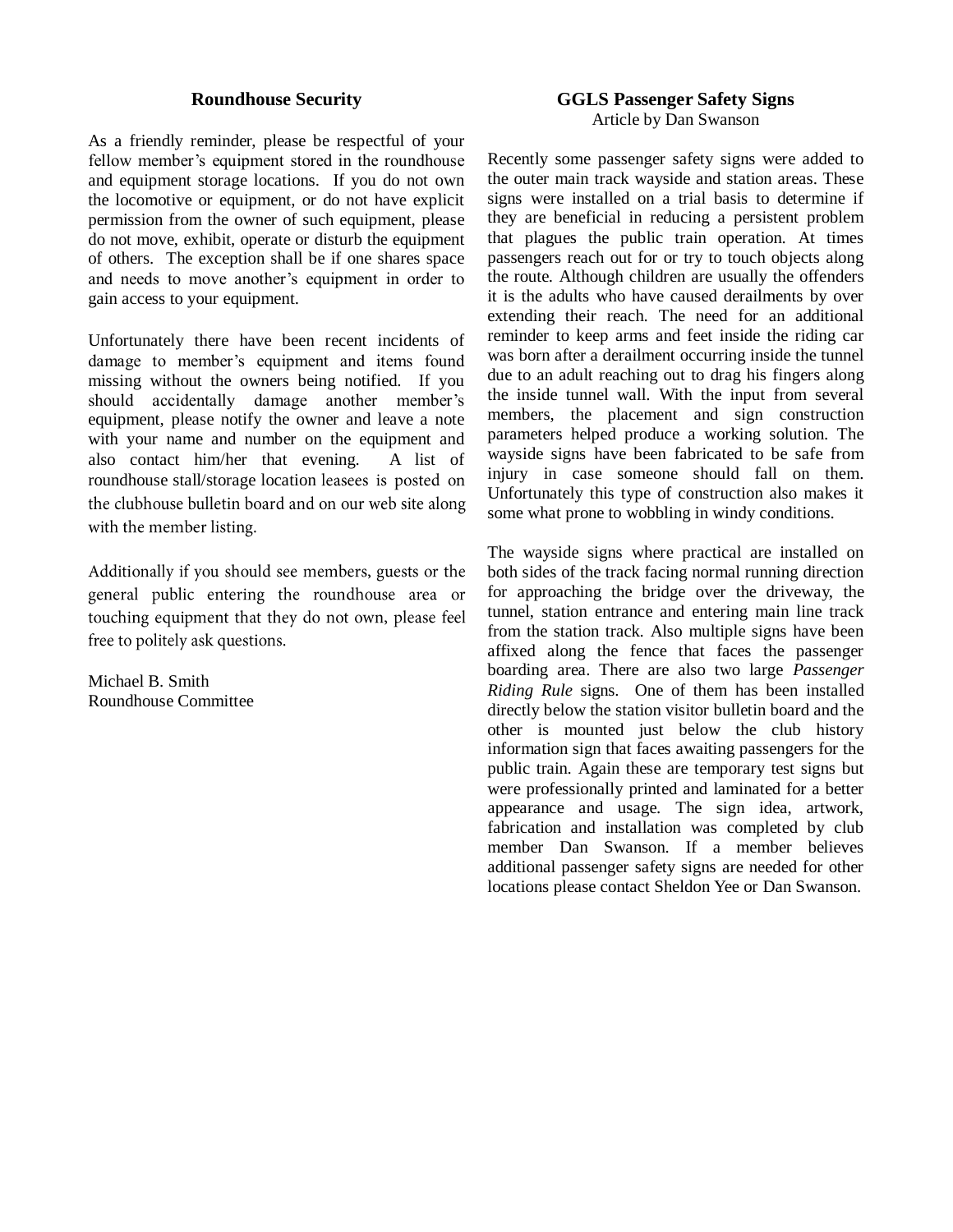## Roundhouse Security

As a friendly reminder, please be respectful of your fellow member's equipment stored in the roundhouse and equipment storage locations. If you do not own the locomotive or equipment, or do not have explicit permission from the owner of such equipment, please do not move, exhibit, operate or disturb the equipment of others. The exception shall be if one shares space and needs to move another's equipment in order to gain access to your equipment.

Unfortunately there have been recent incidents of damage to member's equipment and items found missing without the owners being notified. If you should accidentally damage another member's equipment, please notify the owner and leave a note with your name and number on the equipment and also contact him/her that evening. A list of roundhouse stall/storage location leasees is posted on the clubhouse bulletin board and on our web site along with the member listing.

Additionally if you should see members, guests or the general public entering the roundhouse area or touching equipment that they do not own, please feel free to politely ask questions.

Michael B. Smith
Roundhouse Committee

## GGLS Passenger Safety Signs

Article by Dan Swanson

Recently some passenger safety signs were added to the outer main track wayside and station areas. These signs were installed on a trial basis to determine if they are beneficial in reducing a persistent problem that plagues the public train operation. At times passengers reach out for or try to touch objects along the route. Although children are usually the offenders it is the adults who have caused derailments by over extending their reach. The need for an additional reminder to keep arms and feet inside the riding car was born after a derailment occurring inside the tunnel due to an adult reaching out to drag his fingers along the inside tunnel wall. With the input from several members, the placement and sign construction parameters helped produce a working solution. The wayside signs have been fabricated to be safe from injury in case someone should fall on them. Unfortunately this type of construction also makes it some what prone to wobbling in windy conditions.

The wayside signs where practical are installed on both sides of the track facing normal running direction for approaching the bridge over the driveway, the tunnel, station entrance and entering main line track from the station track. Also multiple signs have been affixed along the fence that faces the passenger boarding area. There are also two large *Passenger Riding Rule* signs. One of them has been installed directly below the station visitor bulletin board and the other is mounted just below the club history information sign that faces awaiting passengers for the public train. Again these are temporary test signs but were professionally printed and laminated for a better appearance and usage. The sign idea, artwork, fabrication and installation was completed by club member Dan Swanson. If a member believes additional passenger safety signs are needed for other locations please contact Sheldon Yee or Dan Swanson.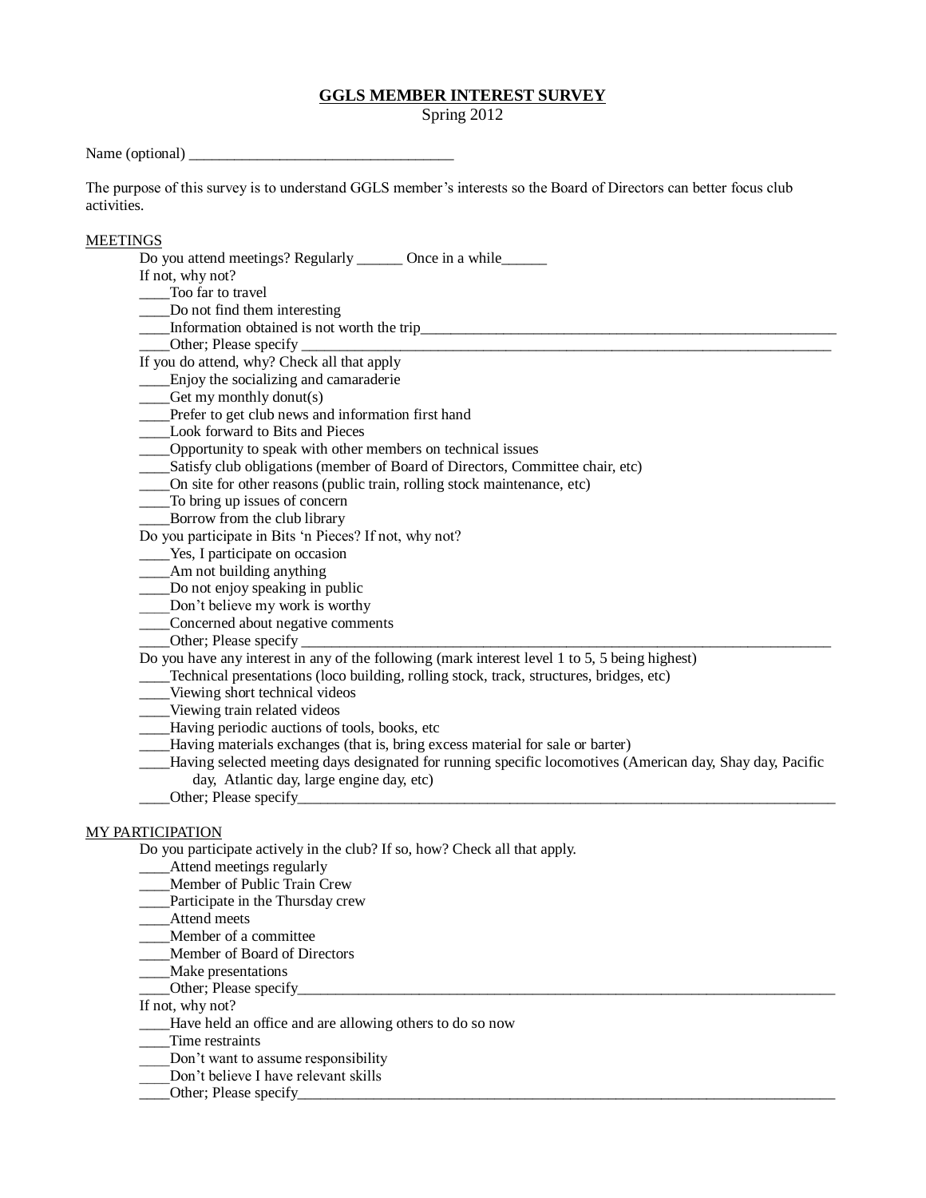**GGLS MEMBER INTEREST SURVEY**

Spring 2012

Name (optional) ___________________________________

The purpose of this survey is to understand GGLS member's interests so the Board of Directors can better focus club activities.

MEETINGS

Do you attend meetings? Regularly ______ Once in a while______

If not, why not?

____Too far to travel

____Do not find them interesting

____Information obtained is not worth the trip___________________________________________________________

____Other; Please specify ____________________________________________________________________________

If you do attend, why? Check all that apply

____Enjoy the socializing and camaraderie

____Get my monthly donut(s)

____Prefer to get club news and information first hand

____Look forward to Bits and Pieces

____Opportunity to speak with other members on technical issues

____Satisfy club obligations (member of Board of Directors, Committee chair, etc)

____On site for other reasons (public train, rolling stock maintenance, etc)

____To bring up issues of concern

____Borrow from the club library

Do you participate in Bits 'n Pieces? If not, why not?

____Yes, I participate on occasion

____Am not building anything

____Do not enjoy speaking in public

____Don't believe my work is worthy

____Concerned about negative comments

____Other; Please specify ____________________________________________________________________________

Do you have any interest in any of the following (mark interest level 1 to 5, 5 being highest)

____Technical presentations (loco building, rolling stock, track, structures, bridges, etc)

____Viewing short technical videos

____Viewing train related videos

____Having periodic auctions of tools, books, etc

____Having materials exchanges (that is, bring excess material for sale or barter)

____Having selected meeting days designated for running specific locomotives (American day, Shay day, Pacific day, Atlantic day, large engine day, etc)

____Other; Please specify_____________________________________________________________________________

MY PARTICIPATION

Do you participate actively in the club? If so, how? Check all that apply.

____Attend meetings regularly

____Member of Public Train Crew

____Participate in the Thursday crew

____Attend meets

____Member of a committee

____Member of Board of Directors

____Make presentations

____Other; Please specify_____________________________________________________________________________

If not, why not?

____Have held an office and are allowing others to do so now

____Time restraints

____Don't want to assume responsibility

____Don't believe I have relevant skills

____Other; Please specify_____________________________________________________________________________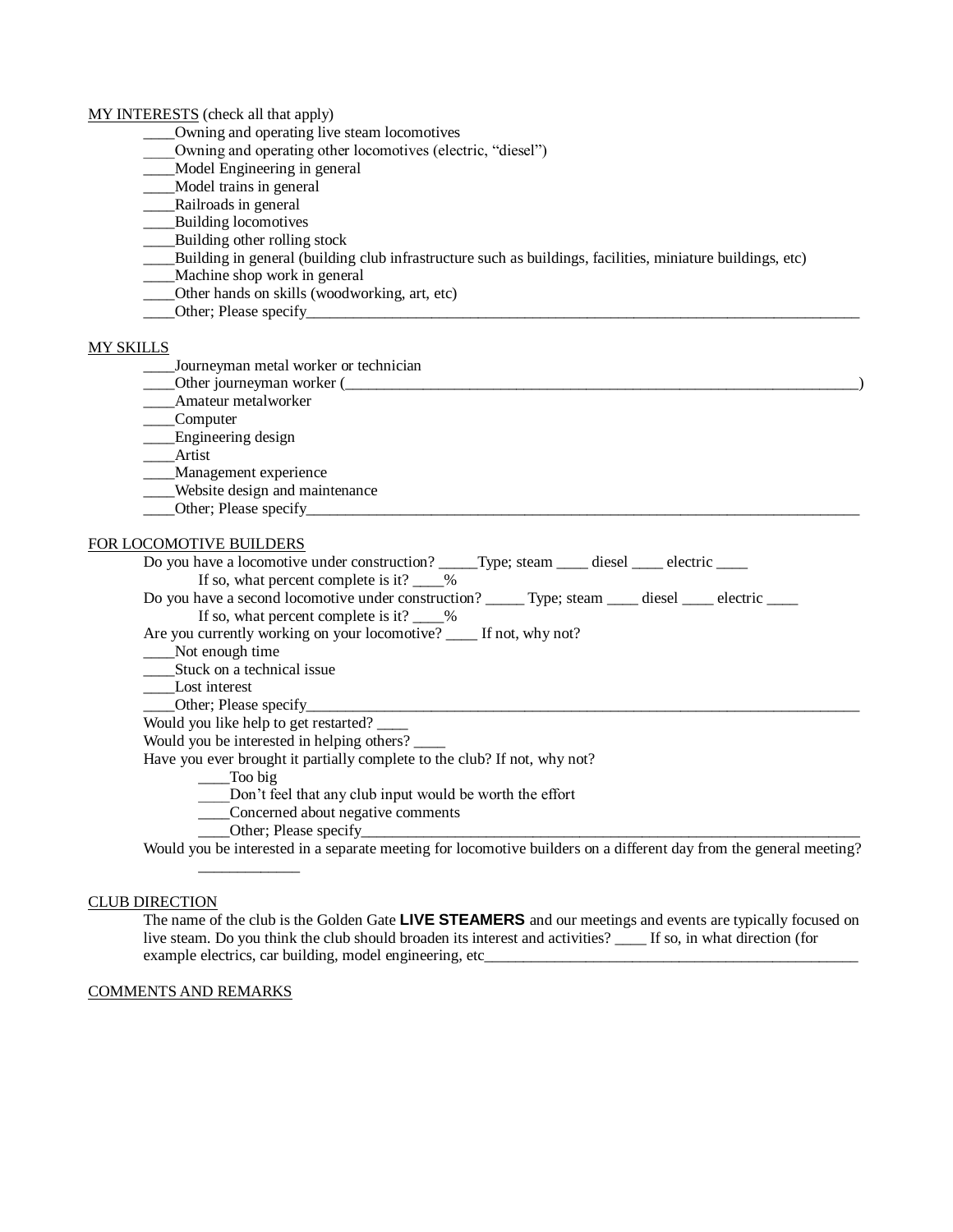MY INTERESTS (check all that apply)

____Owning and operating live steam locomotives
____Owning and operating other locomotives (electric, “diesel”)
____Model Engineering in general
____Model trains in general
____Railroads in general
____Building locomotives
____Building other rolling stock
____Building in general (building club infrastructure such as buildings, facilities, miniature buildings, etc)
____Machine shop work in general
____Other hands on skills (woodworking, art, etc)
____Other; Please specify________________________________________________________________________

MY SKILLS

____Journeyman metal worker or technician
____Other journeyman worker (__________________________________________________________________)
____Amateur metalworker
____Computer
____Engineering design
____Artist
____Management experience
____Website design and maintenance
____Other; Please specify________________________________________________________________________

FOR LOCOMOTIVE BUILDERS

Do you have a locomotive under construction? _____Type; steam ____ diesel ____ electric ____
If so, what percent complete is it? ____%
Do you have a second locomotive under construction? _____ Type; steam ____ diesel ____ electric ____
If so, what percent complete is it? ____%
Are you currently working on your locomotive? ____ If not, why not?
____Not enough time
____Stuck on a technical issue
____Lost interest
____Other; Please specify________________________________________________________________________
Would you like help to get restarted? ____
Would you be interested in helping others? ____
Have you ever brought it partially complete to the club? If not, why not?
____Too big
____Don’t feel that any club input would be worth the effort
____Concerned about negative comments
____Other; Please specify_________________________________________________________________
Would you be interested in a separate meeting for locomotive builders on a different day from the general meeting? _____________

CLUB DIRECTION

The name of the club is the Golden Gate **LIVE STEAMERS** and our meetings and events are typically focused on live steam. Do you think the club should broaden its interest and activities? ____ If so, in what direction (for example electrics, car building, model engineering, etc_______________________________________________

COMMENTS AND REMARKS